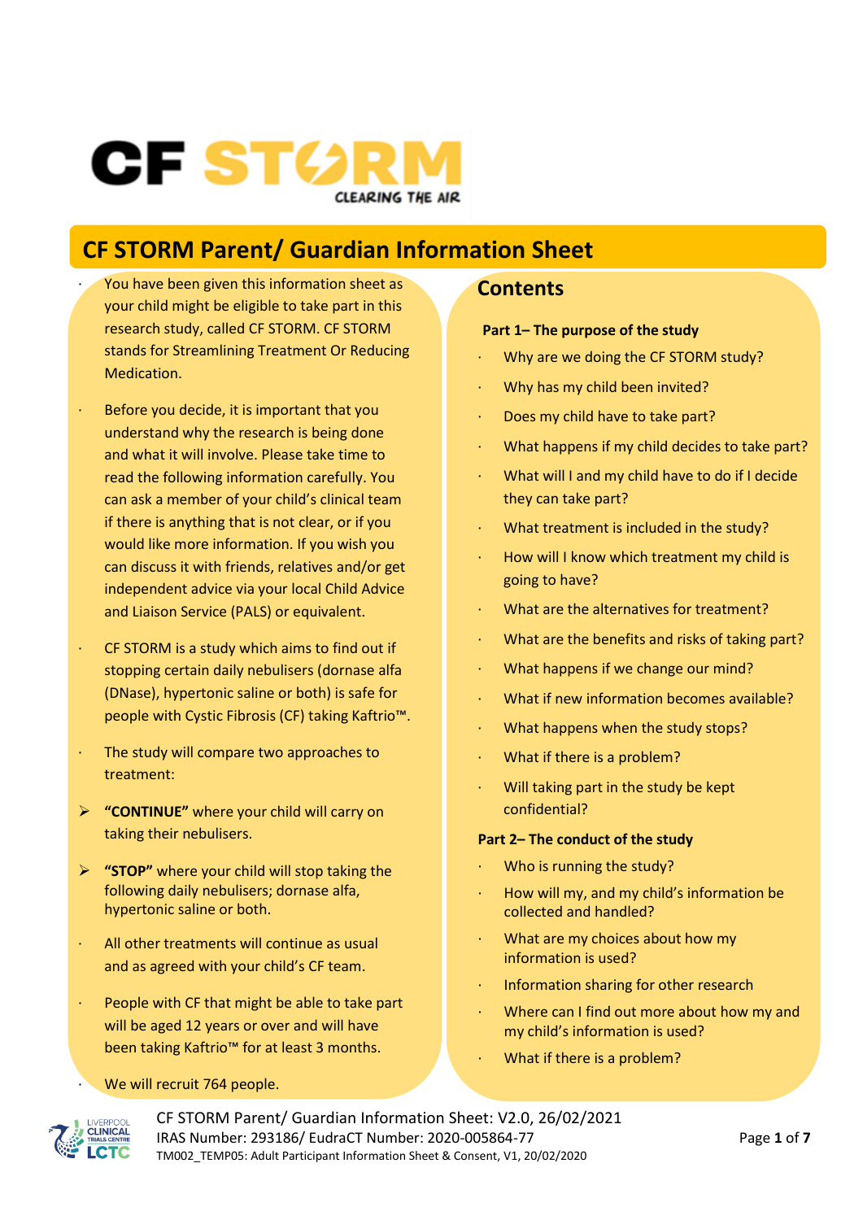# CF STORM

CLEARING THE AIR

## CF STORM Parent/ Guardian Information Sheet

- You have been given this information sheet as your child might be eligible to take part in this research study, called CF STORM. CF STORM stands for Streamlining Treatment Or Reducing Medication.
- Before you decide, it is important that you understand why the research is being done and what it will involve. Please take time to read the following information carefully. You can ask a member of your child's clinical team if there is anything that is not clear, or if you would like more information. If you wish you can discuss it with friends, relatives and/or get independent advice via your local Child Advice and Liaison Service (PALS) or equivalent.
- CF STORM is a study which aims to find out if stopping certain daily nebulisers (dornase alfa (DNase), hypertonic saline or both) is safe for people with Cystic Fibrosis (CF) taking Kaftrio™.
- The study will compare two approaches to treatment:
  - **"CONTINUE"** where your child will carry on taking their nebulisers.
  - **"STOP"** where your child will stop taking the following daily nebulisers; dornase alfa, hypertonic saline or both.
- All other treatments will continue as usual and as agreed with your child's CF team.
- People with CF that might be able to take part will be aged 12 years or over and will have been taking Kaftrio™ for at least 3 months.
- We will recruit 764 people.

## Contents

**Part 1– The purpose of the study**

- Why are we doing the CF STORM study?
- Why has my child been invited?
- Does my child have to take part?
- What happens if my child decides to take part?
- What will I and my child have to do if I decide they can take part?
- What treatment is included in the study?
- How will I know which treatment my child is going to have?
- What are the alternatives for treatment?
- What are the benefits and risks of taking part?
- What happens if we change our mind?
- What if new information becomes available?
- What happens when the study stops?
- What if there is a problem?
- Will taking part in the study be kept confidential?

**Part 2– The conduct of the study**

- Who is running the study?
- How will my, and my child's information be collected and handled?
- What are my choices about how my information is used?
- Information sharing for other research
- Where can I find out more about how my and my child's information is used?
- What if there is a problem?

CF STORM Parent/ Guardian Information Sheet: V2.0, 26/02/2021
IRAS Number: 293186/ EudraCT Number: 2020-005864-77
TM002_TEMP05: Adult Participant Information Sheet & Consent, V1, 20/02/2020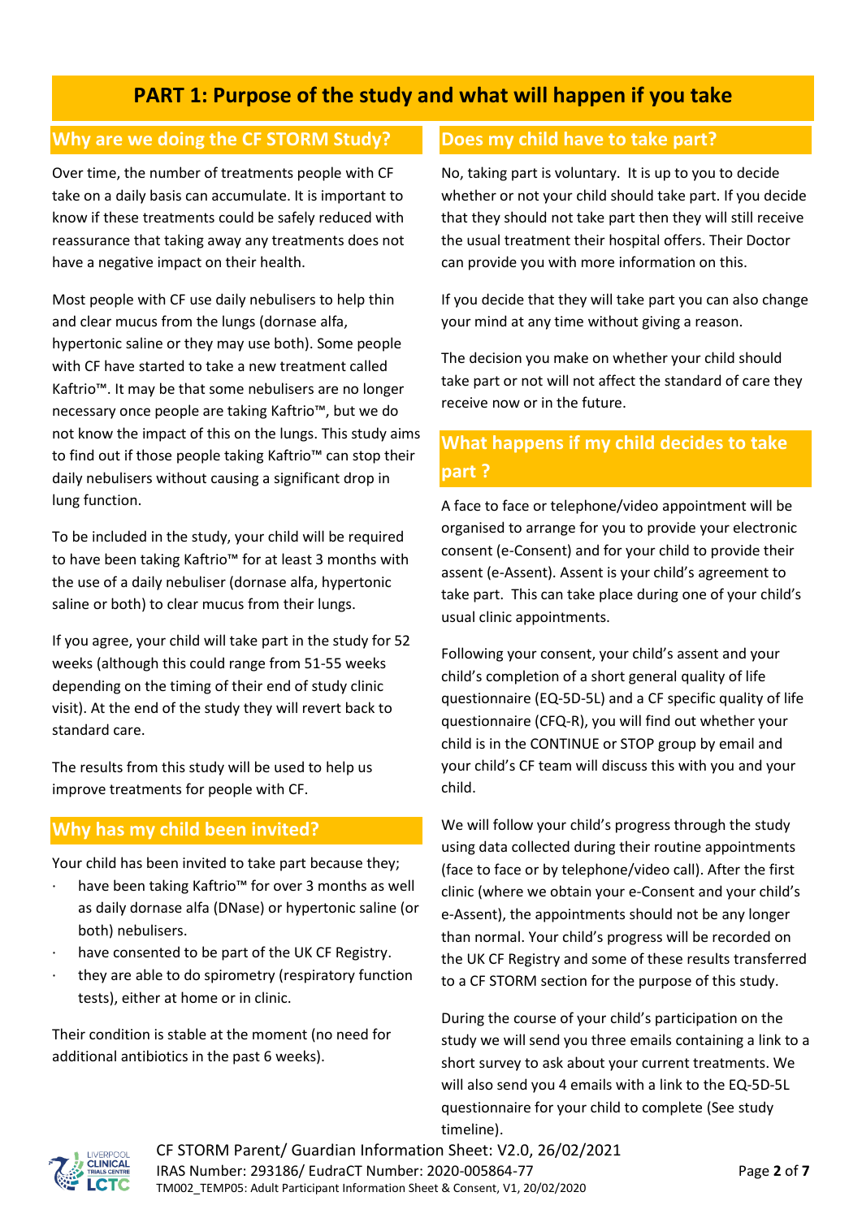# PART 1: Purpose of the study and what will happen if you take

## Why are we doing the CF STORM Study?

Over time, the number of treatments people with CF take on a daily basis can accumulate. It is important to know if these treatments could be safely reduced with reassurance that taking away any treatments does not have a negative impact on their health.

Most people with CF use daily nebulisers to help thin and clear mucus from the lungs (dornase alfa, hypertonic saline or they may use both). Some people with CF have started to take a new treatment called Kaftrio™. It may be that some nebulisers are no longer necessary once people are taking Kaftrio™, but we do not know the impact of this on the lungs. This study aims to find out if those people taking Kaftrio™ can stop their daily nebulisers without causing a significant drop in lung function.

To be included in the study, your child will be required to have been taking Kaftrio™ for at least 3 months with the use of a daily nebuliser (dornase alfa, hypertonic saline or both) to clear mucus from their lungs.

If you agree, your child will take part in the study for 52 weeks (although this could range from 51-55 weeks depending on the timing of their end of study clinic visit). At the end of the study they will revert back to standard care.

The results from this study will be used to help us improve treatments for people with CF.

## Why has my child been invited?

Your child has been invited to take part because they;

- have been taking Kaftrio™ for over 3 months as well as daily dornase alfa (DNase) or hypertonic saline (or both) nebulisers.
- have consented to be part of the UK CF Registry.
- they are able to do spirometry (respiratory function tests), either at home or in clinic.

Their condition is stable at the moment (no need for additional antibiotics in the past 6 weeks).

## Does my child have to take part?

No, taking part is voluntary. It is up to you to decide whether or not your child should take part. If you decide that they should not take part then they will still receive the usual treatment their hospital offers. Their Doctor can provide you with more information on this.

If you decide that they will take part you can also change your mind at any time without giving a reason.

The decision you make on whether your child should take part or not will not affect the standard of care they receive now or in the future.

## What happens if my child decides to take part ?

A face to face or telephone/video appointment will be organised to arrange for you to provide your electronic consent (e-Consent) and for your child to provide their assent (e-Assent). Assent is your child's agreement to take part. This can take place during one of your child's usual clinic appointments.

Following your consent, your child's assent and your child's completion of a short general quality of life questionnaire (EQ-5D-5L) and a CF specific quality of life questionnaire (CFQ-R), you will find out whether your child is in the CONTINUE or STOP group by email and your child's CF team will discuss this with you and your child.

We will follow your child's progress through the study using data collected during their routine appointments (face to face or by telephone/video call). After the first clinic (where we obtain your e-Consent and your child's e-Assent), the appointments should not be any longer than normal. Your child's progress will be recorded on the UK CF Registry and some of these results transferred to a CF STORM section for the purpose of this study.

During the course of your child's participation on the study we will send you three emails containing a link to a short survey to ask about your current treatments. We will also send you 4 emails with a link to the EQ-5D-5L questionnaire for your child to complete (See study timeline).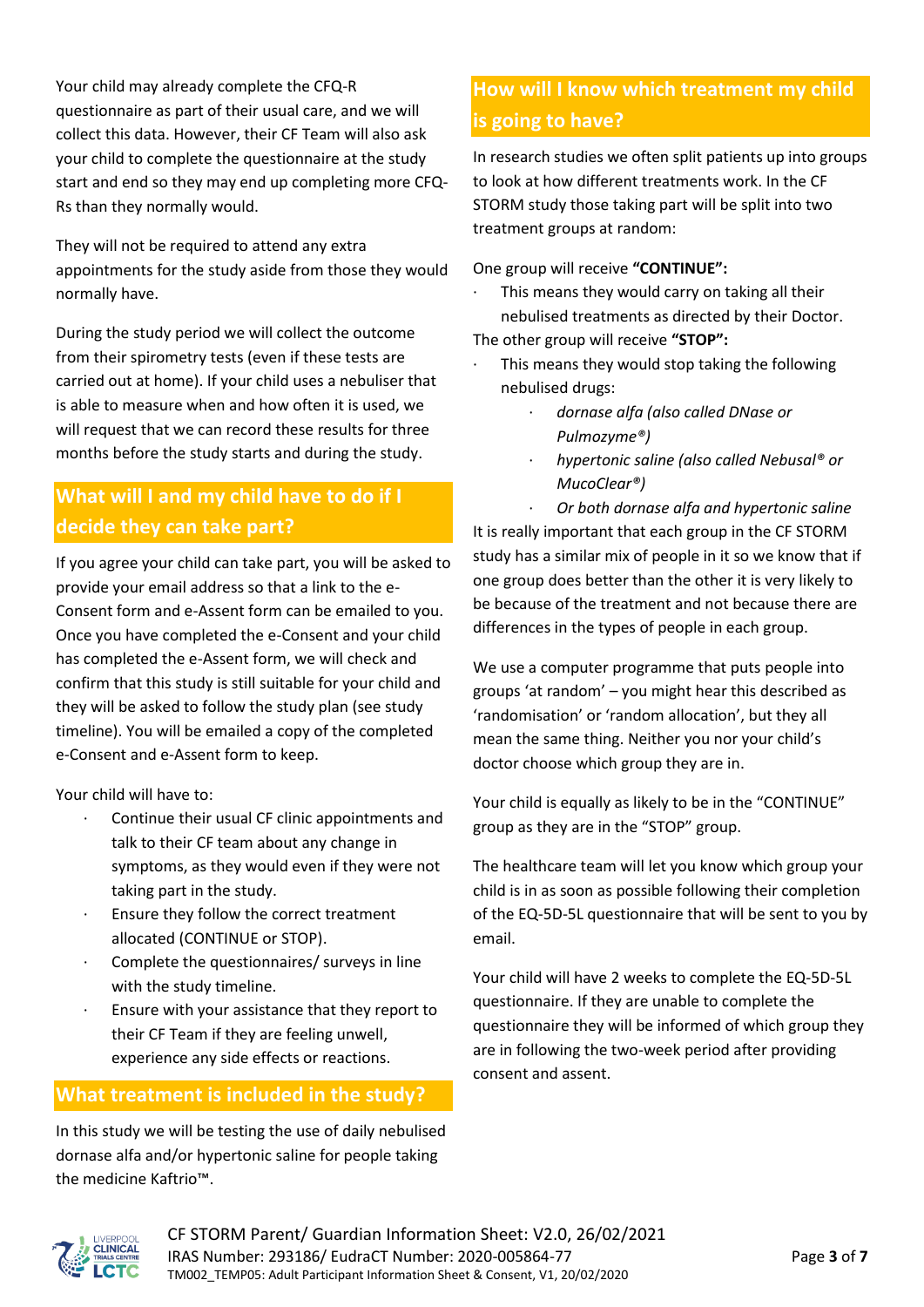Your child may already complete the CFQ-R questionnaire as part of their usual care, and we will collect this data. However, their CF Team will also ask your child to complete the questionnaire at the study start and end so they may end up completing more CFQ-Rs than they normally would.

They will not be required to attend any extra appointments for the study aside from those they would normally have.

During the study period we will collect the outcome from their spirometry tests (even if these tests are carried out at home). If your child uses a nebuliser that is able to measure when and how often it is used, we will request that we can record these results for three months before the study starts and during the study.

## What will I and my child have to do if I decide they can take part?

If you agree your child can take part, you will be asked to provide your email address so that a link to the e-Consent form and e-Assent form can be emailed to you. Once you have completed the e-Consent and your child has completed the e-Assent form, we will check and confirm that this study is still suitable for your child and they will be asked to follow the study plan (see study timeline). You will be emailed a copy of the completed e-Consent and e-Assent form to keep.

Your child will have to:

- Continue their usual CF clinic appointments and talk to their CF team about any change in symptoms, as they would even if they were not taking part in the study.
- Ensure they follow the correct treatment allocated (CONTINUE or STOP).
- Complete the questionnaires/ surveys in line with the study timeline.
- Ensure with your assistance that they report to their CF Team if they are feeling unwell, experience any side effects or reactions.

## What treatment is included in the study?

In this study we will be testing the use of daily nebulised dornase alfa and/or hypertonic saline for people taking the medicine Kaftrio™.

## How will I know which treatment my child is going to have?

In research studies we often split patients up into groups to look at how different treatments work. In the CF STORM study those taking part will be split into two treatment groups at random:

One group will receive **"CONTINUE":**

- This means they would carry on taking all their nebulised treatments as directed by their Doctor.

The other group will receive **"STOP":**

- This means they would stop taking the following nebulised drugs:
    - *dornase alfa (also called DNase or Pulmozyme®)*
    - *hypertonic saline (also called Nebusal® or MucoClear®)*
    - *Or both dornase alfa and hypertonic saline*

It is really important that each group in the CF STORM study has a similar mix of people in it so we know that if one group does better than the other it is very likely to be because of the treatment and not because there are differences in the types of people in each group.

We use a computer programme that puts people into groups 'at random' – you might hear this described as 'randomisation' or 'random allocation', but they all mean the same thing. Neither you nor your child's doctor choose which group they are in.

Your child is equally as likely to be in the "CONTINUE" group as they are in the "STOP" group.

The healthcare team will let you know which group your child is in as soon as possible following their completion of the EQ-5D-5L questionnaire that will be sent to you by email.

Your child will have 2 weeks to complete the EQ-5D-5L questionnaire. If they are unable to complete the questionnaire they will be informed of which group they are in following the two-week period after providing consent and assent.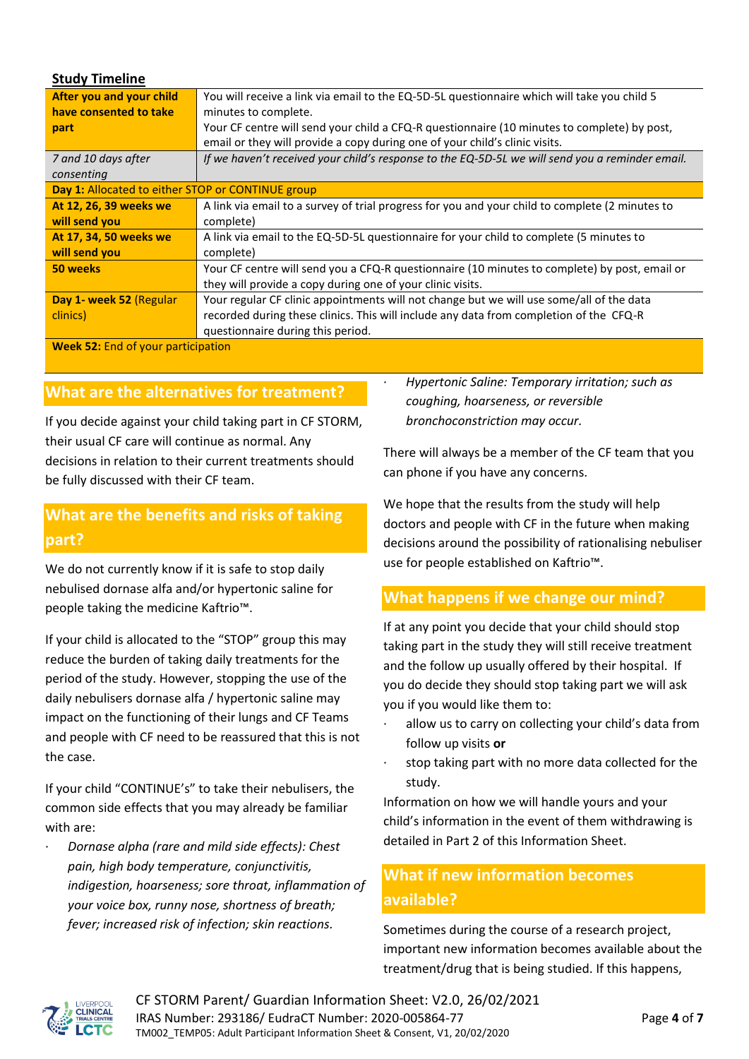## Study Timeline

| | |
|---|---|
| **After you and your child have consented to take part** | You will receive a link via email to the EQ-5D-5L questionnaire which will take you child 5 minutes to complete. Your CF centre will send your child a CFQ-R questionnaire (10 minutes to complete) by post, email or they will provide a copy during one of your child's clinic visits. |
| *7 and 10 days after consenting* | *If we haven't received your child's response to the EQ-5D-5L we will send you a reminder email.* |
| **Day 1:** Allocated to either STOP or CONTINUE group | |
| **At 12, 26, 39 weeks we will send you** | A link via email to a survey of trial progress for you and your child to complete (2 minutes to complete) |
| **At 17, 34, 50 weeks we will send you** | A link via email to the EQ-5D-5L questionnaire for your child to complete (5 minutes to complete) |
| **50 weeks** | Your CF centre will send you a CFQ-R questionnaire (10 minutes to complete) by post, email or they will provide a copy during one of your clinic visits. |
| **Day 1- week 52** (Regular clinics) | Your regular CF clinic appointments will not change but we will use some/all of the data recorded during these clinics. This will include any data from completion of the CFQ-R questionnaire during this period. |
| **Week 52:** End of your participation | |

## What are the alternatives for treatment?

If you decide against your child taking part in CF STORM, their usual CF care will continue as normal. Any decisions in relation to their current treatments should be fully discussed with their CF team.

## What are the benefits and risks of taking part?

We do not currently know if it is safe to stop daily nebulised dornase alfa and/or hypertonic saline for people taking the medicine Kaftrio™.

If your child is allocated to the "STOP" group this may reduce the burden of taking daily treatments for the period of the study. However, stopping the use of the daily nebulisers dornase alfa / hypertonic saline may impact on the functioning of their lungs and CF Teams and people with CF need to be reassured that this is not the case.

If your child "CONTINUE"s" to take their nebulisers, the common side effects that you may already be familiar with are:

- *Dornase alpha (rare and mild side effects): Chest pain, high body temperature, conjunctivitis, indigestion, hoarseness; sore throat, inflammation of your voice box, runny nose, shortness of breath; fever; increased risk of infection; skin reactions.*
- *Hypertonic Saline: Temporary irritation; such as coughing, hoarseness, or reversible bronchoconstriction may occur.*

There will always be a member of the CF team that you can phone if you have any concerns.

We hope that the results from the study will help doctors and people with CF in the future when making decisions around the possibility of rationalising nebuliser use for people established on Kaftrio™.

## What happens if we change our mind?

If at any point you decide that your child should stop taking part in the study they will still receive treatment and the follow up usually offered by their hospital. If you do decide they should stop taking part we will ask you if you would like them to:

- allow us to carry on collecting your child's data from follow up visits **or**
- stop taking part with no more data collected for the study.

Information on how we will handle yours and your child's information in the event of them withdrawing is detailed in Part 2 of this Information Sheet.

## What if new information becomes available?

Sometimes during the course of a research project, important new information becomes available about the treatment/drug that is being studied. If this happens,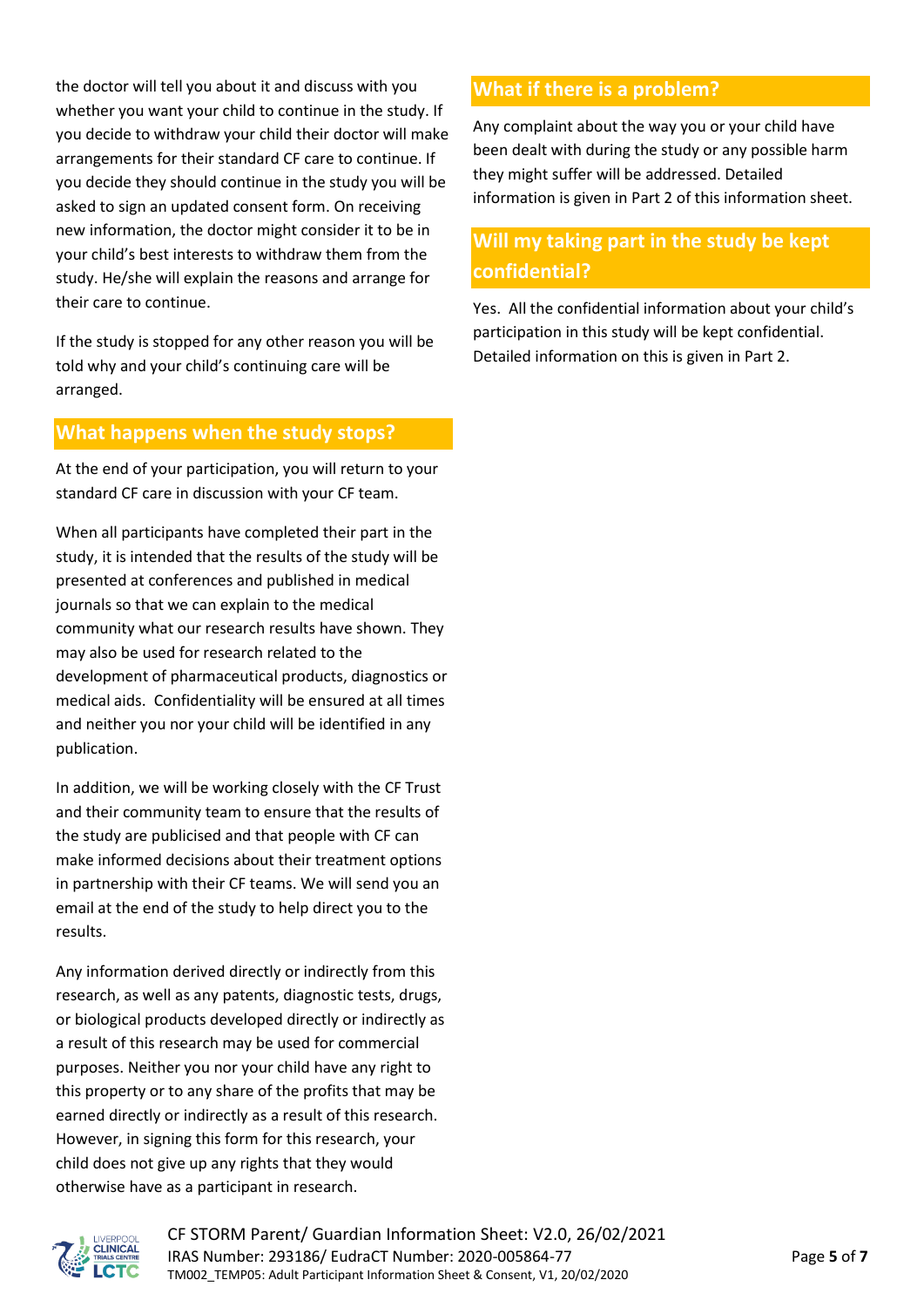the doctor will tell you about it and discuss with you whether you want your child to continue in the study. If you decide to withdraw your child their doctor will make arrangements for their standard CF care to continue. If you decide they should continue in the study you will be asked to sign an updated consent form. On receiving new information, the doctor might consider it to be in your child's best interests to withdraw them from the study. He/she will explain the reasons and arrange for their care to continue.

If the study is stopped for any other reason you will be told why and your child's continuing care will be arranged.

## What happens when the study stops?

At the end of your participation, you will return to your standard CF care in discussion with your CF team.

When all participants have completed their part in the study, it is intended that the results of the study will be presented at conferences and published in medical journals so that we can explain to the medical community what our research results have shown. They may also be used for research related to the development of pharmaceutical products, diagnostics or medical aids. Confidentiality will be ensured at all times and neither you nor your child will be identified in any publication.

In addition, we will be working closely with the CF Trust and their community team to ensure that the results of the study are publicised and that people with CF can make informed decisions about their treatment options in partnership with their CF teams. We will send you an email at the end of the study to help direct you to the results.

Any information derived directly or indirectly from this research, as well as any patents, diagnostic tests, drugs, or biological products developed directly or indirectly as a result of this research may be used for commercial purposes. Neither you nor your child have any right to this property or to any share of the profits that may be earned directly or indirectly as a result of this research. However, in signing this form for this research, your child does not give up any rights that they would otherwise have as a participant in research.

## What if there is a problem?

Any complaint about the way you or your child have been dealt with during the study or any possible harm they might suffer will be addressed. Detailed information is given in Part 2 of this information sheet.

## Will my taking part in the study be kept confidential?

Yes. All the confidential information about your child's participation in this study will be kept confidential. Detailed information on this is given in Part 2.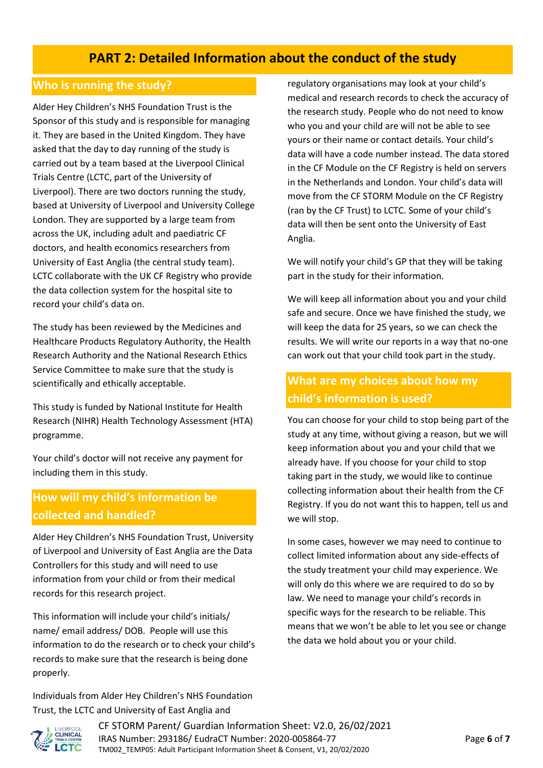# PART 2: Detailed Information about the conduct of the study

## Who is running the study?

Alder Hey Children's NHS Foundation Trust is the Sponsor of this study and is responsible for managing it. They are based in the United Kingdom. They have asked that the day to day running of the study is carried out by a team based at the Liverpool Clinical Trials Centre (LCTC, part of the University of Liverpool). There are two doctors running the study, based at University of Liverpool and University College London. They are supported by a large team from across the UK, including adult and paediatric CF doctors, and health economics researchers from University of East Anglia (the central study team). LCTC collaborate with the UK CF Registry who provide the data collection system for the hospital site to record your child's data on.

The study has been reviewed by the Medicines and Healthcare Products Regulatory Authority, the Health Research Authority and the National Research Ethics Service Committee to make sure that the study is scientifically and ethically acceptable.

This study is funded by National Institute for Health Research (NIHR) Health Technology Assessment (HTA) programme.

Your child's doctor will not receive any payment for including them in this study.

## How will my child's information be collected and handled?

Alder Hey Children's NHS Foundation Trust, University of Liverpool and University of East Anglia are the Data Controllers for this study and will need to use information from your child or from their medical records for this research project.

This information will include your child's initials/ name/ email address/ DOB. People will use this information to do the research or to check your child's records to make sure that the research is being done properly.

Individuals from Alder Hey Children's NHS Foundation Trust, the LCTC and University of East Anglia and regulatory organisations may look at your child's medical and research records to check the accuracy of the research study. People who do not need to know who you and your child are will not be able to see yours or their name or contact details. Your child's data will have a code number instead. The data stored in the CF Module on the CF Registry is held on servers in the Netherlands and London. Your child's data will move from the CF STORM Module on the CF Registry (ran by the CF Trust) to LCTC. Some of your child's data will then be sent onto the University of East Anglia.

We will notify your child's GP that they will be taking part in the study for their information.

We will keep all information about you and your child safe and secure. Once we have finished the study, we will keep the data for 25 years, so we can check the results. We will write our reports in a way that no-one can work out that your child took part in the study.

## What are my choices about how my child's information is used?

You can choose for your child to stop being part of the study at any time, without giving a reason, but we will keep information about you and your child that we already have. If you choose for your child to stop taking part in the study, we would like to continue collecting information about their health from the CF Registry. If you do not want this to happen, tell us and we will stop.

In some cases, however we may need to continue to collect limited information about any side-effects of the study treatment your child may experience. We will only do this where we are required to do so by law. We need to manage your child's records in specific ways for the research to be reliable. This means that we won't be able to let you see or change the data we hold about you or your child.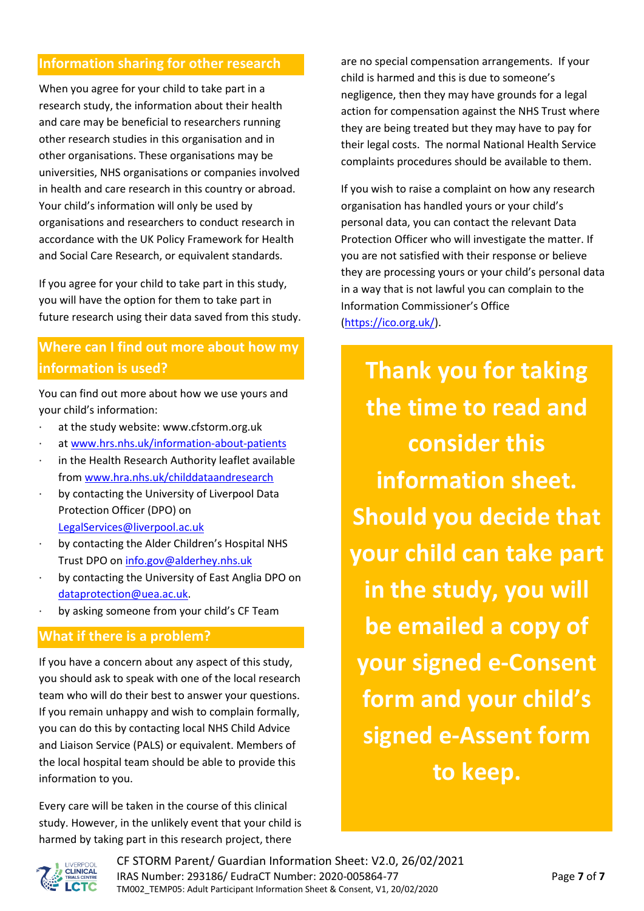## Information sharing for other research

When you agree for your child to take part in a research study, the information about their health and care may be beneficial to researchers running other research studies in this organisation and in other organisations. These organisations may be universities, NHS organisations or companies involved in health and care research in this country or abroad. Your child's information will only be used by organisations and researchers to conduct research in accordance with the UK Policy Framework for Health and Social Care Research, or equivalent standards.

If you agree for your child to take part in this study, you will have the option for them to take part in future research using their data saved from this study.

## Where can I find out more about how my information is used?

You can find out more about how we use yours and your child's information:

- at the study website: www.cfstorm.org.uk
- at www.hrs.nhs.uk/information-about-patients
- in the Health Research Authority leaflet available from www.hra.nhs.uk/childdataandresearch
- by contacting the University of Liverpool Data Protection Officer (DPO) on LegalServices@liverpool.ac.uk
- by contacting the Alder Children's Hospital NHS Trust DPO on info.gov@alderhey.nhs.uk
- by contacting the University of East Anglia DPO on dataprotection@uea.ac.uk.
- by asking someone from your child's CF Team

## What if there is a problem?

If you have a concern about any aspect of this study, you should ask to speak with one of the local research team who will do their best to answer your questions. If you remain unhappy and wish to complain formally, you can do this by contacting local NHS Child Advice and Liaison Service (PALS) or equivalent. Members of the local hospital team should be able to provide this information to you.

Every care will be taken in the course of this clinical study. However, in the unlikely event that your child is harmed by taking part in this research project, there are no special compensation arrangements. If your child is harmed and this is due to someone's negligence, then they may have grounds for a legal action for compensation against the NHS Trust where they are being treated but they may have to pay for their legal costs. The normal National Health Service complaints procedures should be available to them.

If you wish to raise a complaint on how any research organisation has handled yours or your child's personal data, you can contact the relevant Data Protection Officer who will investigate the matter. If you are not satisfied with their response or believe they are processing yours or your child's personal data in a way that is not lawful you can complain to the Information Commissioner's Office (https://ico.org.uk/).

**Thank you for taking the time to read and consider this information sheet. Should you decide that your child can take part in the study, you will be emailed a copy of your signed e-Consent form and your child's signed e-Assent form to keep.**

CF STORM Parent/ Guardian Information Sheet: V2.0, 26/02/2021
IRAS Number: 293186/ EudraCT Number: 2020-005864-77
TM002_TEMP05: Adult Participant Information Sheet & Consent, V1, 20/02/2020